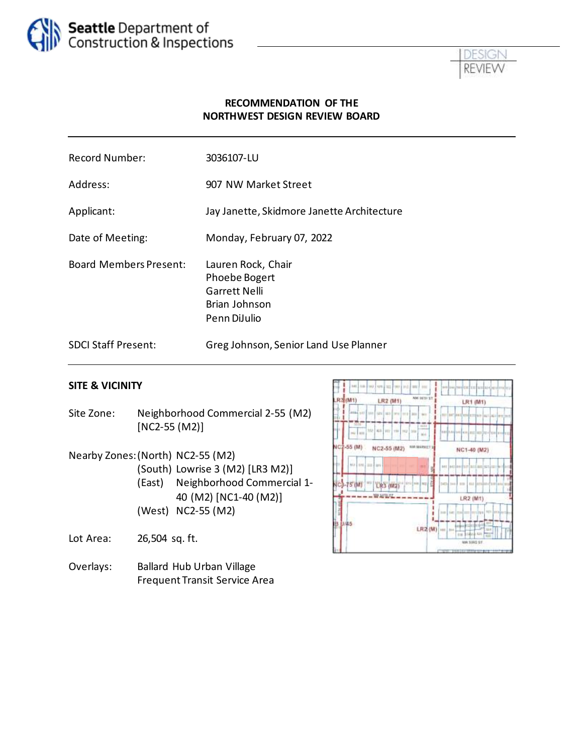Seattle Department of Construction & Inspections

DESIGN REVIEW

**RECOMMENDATION OF THE NORTHWEST DESIGN REVIEW BOARD**

| | |
|---|---|
| Record Number: | 3036107-LU |
| Address: | 907 NW Market Street |
| Applicant: | Jay Janette, Skidmore Janette Architecture |
| Date of Meeting: | Monday, February 07, 2022 |
| Board Members Present: | Lauren Rock, Chair<br>Phoebe Bogert<br>Garrett Nelli<br>Brian Johnson<br>Penn DiJulio |
| SDCI Staff Present: | Greg Johnson, Senior Land Use Planner |

## SITE & VICINITY

Site Zone: Neighborhood Commercial 2-55 (M2) [NC2-55 (M2)]

Nearby Zones:
- (North) NC2-55 (M2)
- (South) Lowrise 3 (M2) [LR3 M2)]
- (East) Neighborhood Commercial 1-40 (M2) [NC1-40 (M2)]
- (West) NC2-55 (M2)

Lot Area: 26,504 sq. ft.

Overlays:
- Ballard Hub Urban Village
- Frequent Transit Service Area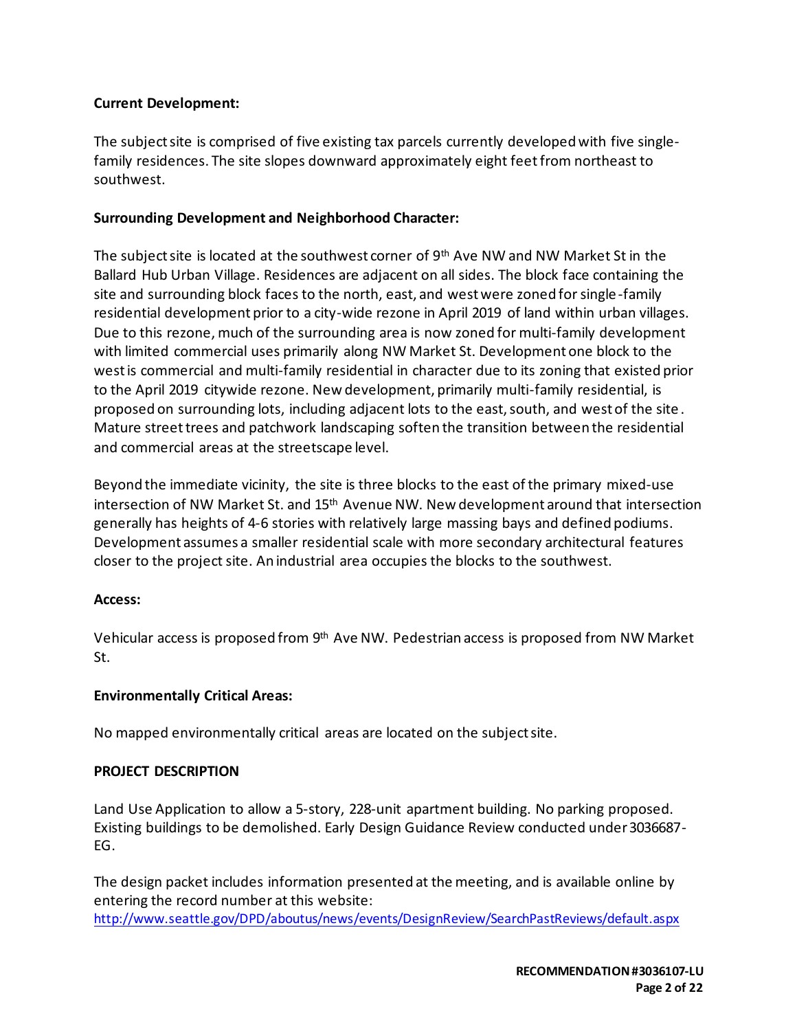**Current Development:**

The subject site is comprised of five existing tax parcels currently developed with five single-family residences. The site slopes downward approximately eight feet from northeast to southwest.

**Surrounding Development and Neighborhood Character:**

The subject site is located at the southwest corner of 9th Ave NW and NW Market St in the Ballard Hub Urban Village. Residences are adjacent on all sides. The block face containing the site and surrounding block faces to the north, east, and west were zoned for single-family residential development prior to a city-wide rezone in April 2019 of land within urban villages. Due to this rezone, much of the surrounding area is now zoned for multi-family development with limited commercial uses primarily along NW Market St. Development one block to the west is commercial and multi-family residential in character due to its zoning that existed prior to the April 2019 citywide rezone. New development, primarily multi-family residential, is proposed on surrounding lots, including adjacent lots to the east, south, and west of the site. Mature street trees and patchwork landscaping soften the transition between the residential and commercial areas at the streetscape level.

Beyond the immediate vicinity, the site is three blocks to the east of the primary mixed-use intersection of NW Market St. and 15th Avenue NW. New development around that intersection generally has heights of 4-6 stories with relatively large massing bays and defined podiums. Development assumes a smaller residential scale with more secondary architectural features closer to the project site. An industrial area occupies the blocks to the southwest.

**Access:**

Vehicular access is proposed from 9th Ave NW. Pedestrian access is proposed from NW Market St.

**Environmentally Critical Areas:**

No mapped environmentally critical areas are located on the subject site.

**PROJECT DESCRIPTION**

Land Use Application to allow a 5-story, 228-unit apartment building. No parking proposed. Existing buildings to be demolished. Early Design Guidance Review conducted under 3036687-EG.

The design packet includes information presented at the meeting, and is available online by entering the record number at this website:
http://www.seattle.gov/DPD/aboutus/news/events/DesignReview/SearchPastReviews/default.aspx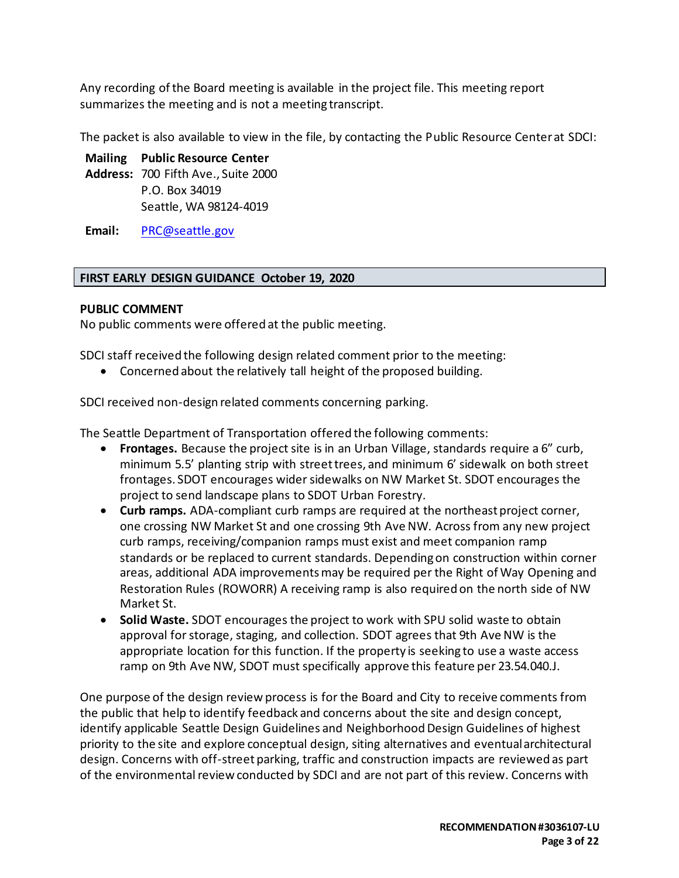Any recording of the Board meeting is available in the project file. This meeting report summarizes the meeting and is not a meeting transcript.

The packet is also available to view in the file, by contacting the Public Resource Center at SDCI:

**Mailing Address:** **Public Resource Center**
700 Fifth Ave., Suite 2000
P.O. Box 34019
Seattle, WA 98124-4019

**Email:** PRC@seattle.gov

## FIRST EARLY DESIGN GUIDANCE October 19, 2020

**PUBLIC COMMENT**

No public comments were offered at the public meeting.

SDCI staff received the following design related comment prior to the meeting:

- Concerned about the relatively tall height of the proposed building.

SDCI received non-design related comments concerning parking.

The Seattle Department of Transportation offered the following comments:

- **Frontages.** Because the project site is in an Urban Village, standards require a 6" curb, minimum 5.5' planting strip with street trees, and minimum 6' sidewalk on both street frontages. SDOT encourages wider sidewalks on NW Market St. SDOT encourages the project to send landscape plans to SDOT Urban Forestry.
- **Curb ramps.** ADA-compliant curb ramps are required at the northeast project corner, one crossing NW Market St and one crossing 9th Ave NW. Across from any new project curb ramps, receiving/companion ramps must exist and meet companion ramp standards or be replaced to current standards. Depending on construction within corner areas, additional ADA improvements may be required per the Right of Way Opening and Restoration Rules (ROWORR) A receiving ramp is also required on the north side of NW Market St.
- **Solid Waste.** SDOT encourages the project to work with SPU solid waste to obtain approval for storage, staging, and collection. SDOT agrees that 9th Ave NW is the appropriate location for this function. If the property is seeking to use a waste access ramp on 9th Ave NW, SDOT must specifically approve this feature per 23.54.040.J.

One purpose of the design review process is for the Board and City to receive comments from the public that help to identify feedback and concerns about the site and design concept, identify applicable Seattle Design Guidelines and Neighborhood Design Guidelines of highest priority to the site and explore conceptual design, siting alternatives and eventual architectural design. Concerns with off-street parking, traffic and construction impacts are reviewed as part of the environmental review conducted by SDCI and are not part of this review. Concerns with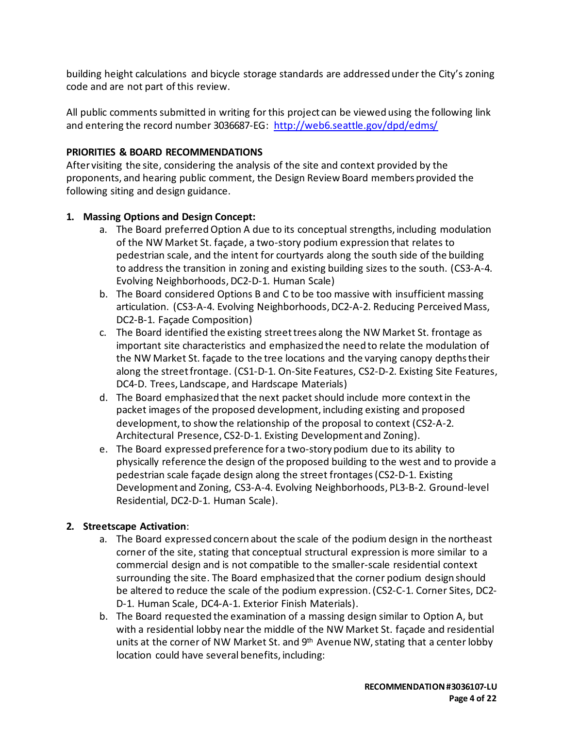building height calculations and bicycle storage standards are addressed under the City's zoning code and are not part of this review.

All public comments submitted in writing for this project can be viewed using the following link and entering the record number 3036687-EG: http://web6.seattle.gov/dpd/edms/

**PRIORITIES & BOARD RECOMMENDATIONS**

After visiting the site, considering the analysis of the site and context provided by the proponents, and hearing public comment, the Design Review Board members provided the following siting and design guidance.

1. **Massing Options and Design Concept:**
   a. The Board preferred Option A due to its conceptual strengths, including modulation of the NW Market St. façade, a two-story podium expression that relates to pedestrian scale, and the intent for courtyards along the south side of the building to address the transition in zoning and existing building sizes to the south. (CS3-A-4. Evolving Neighborhoods, DC2-D-1. Human Scale)
   b. The Board considered Options B and C to be too massive with insufficient massing articulation. (CS3-A-4. Evolving Neighborhoods, DC2-A-2. Reducing Perceived Mass, DC2-B-1. Façade Composition)
   c. The Board identified the existing street trees along the NW Market St. frontage as important site characteristics and emphasized the need to relate the modulation of the NW Market St. façade to the tree locations and the varying canopy depths their along the street frontage. (CS1-D-1. On-Site Features, CS2-D-2. Existing Site Features, DC4-D. Trees, Landscape, and Hardscape Materials)
   d. The Board emphasized that the next packet should include more context in the packet images of the proposed development, including existing and proposed development, to show the relationship of the proposal to context (CS2-A-2. Architectural Presence, CS2-D-1. Existing Development and Zoning).
   e. The Board expressed preference for a two-story podium due to its ability to physically reference the design of the proposed building to the west and to provide a pedestrian scale façade design along the street frontages (CS2-D-1. Existing Development and Zoning, CS3-A-4. Evolving Neighborhoods, PL3-B-2. Ground-level Residential, DC2-D-1. Human Scale).

2. **Streetscape Activation**:
   a. The Board expressed concern about the scale of the podium design in the northeast corner of the site, stating that conceptual structural expression is more similar to a commercial design and is not compatible to the smaller-scale residential context surrounding the site. The Board emphasized that the corner podium design should be altered to reduce the scale of the podium expression. (CS2-C-1. Corner Sites, DC2-D-1. Human Scale, DC4-A-1. Exterior Finish Materials).
   b. The Board requested the examination of a massing design similar to Option A, but with a residential lobby near the middle of the NW Market St. façade and residential units at the corner of NW Market St. and 9th Avenue NW, stating that a center lobby location could have several benefits, including: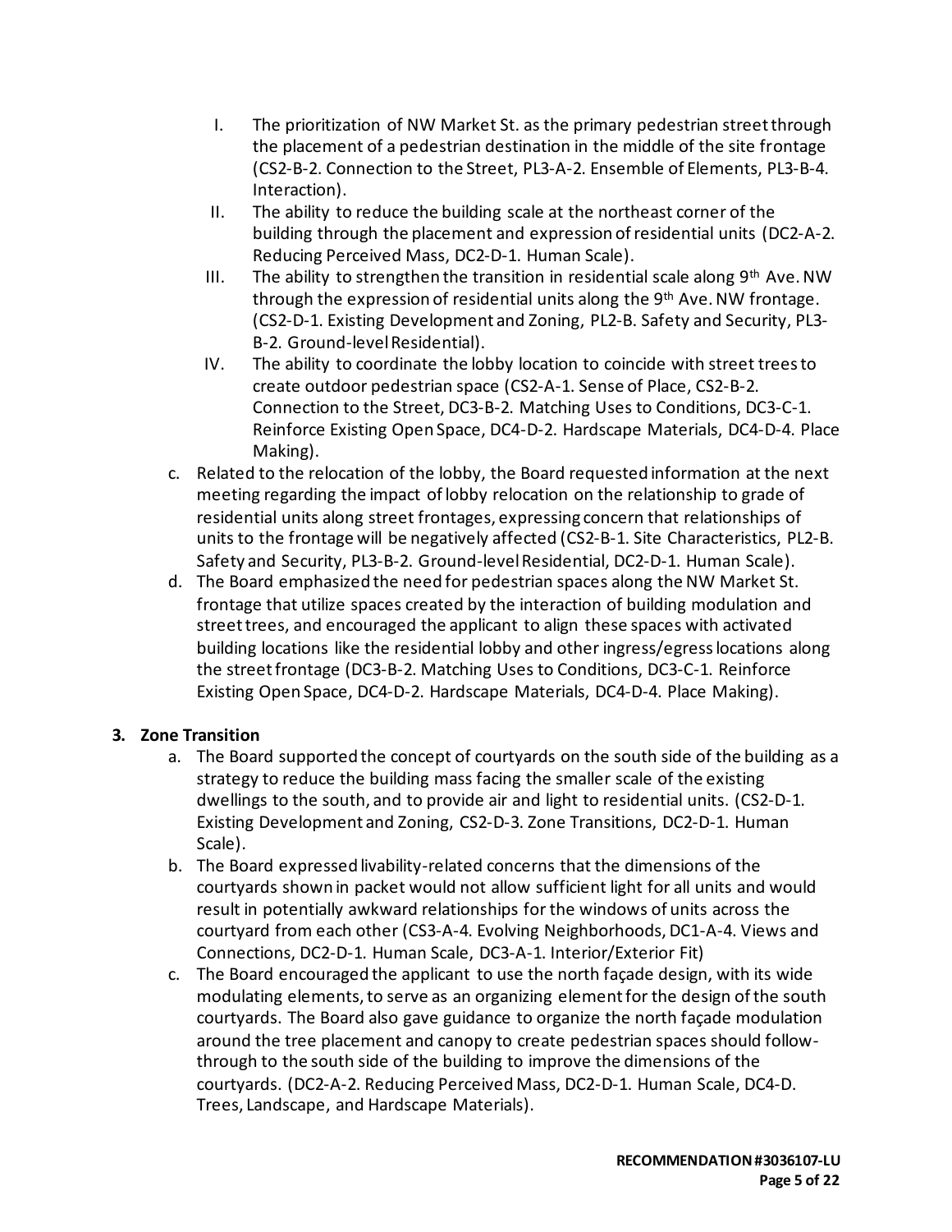I. The prioritization of NW Market St. as the primary pedestrian street through the placement of a pedestrian destination in the middle of the site frontage (CS2-B-2. Connection to the Street, PL3-A-2. Ensemble of Elements, PL3-B-4. Interaction).

II. The ability to reduce the building scale at the northeast corner of the building through the placement and expression of residential units (DC2-A-2. Reducing Perceived Mass, DC2-D-1. Human Scale).

III. The ability to strengthen the transition in residential scale along 9th Ave. NW through the expression of residential units along the 9th Ave. NW frontage. (CS2-D-1. Existing Development and Zoning, PL2-B. Safety and Security, PL3-B-2. Ground-level Residential).

IV. The ability to coordinate the lobby location to coincide with street trees to create outdoor pedestrian space (CS2-A-1. Sense of Place, CS2-B-2. Connection to the Street, DC3-B-2. Matching Uses to Conditions, DC3-C-1. Reinforce Existing Open Space, DC4-D-2. Hardscape Materials, DC4-D-4. Place Making).

c. Related to the relocation of the lobby, the Board requested information at the next meeting regarding the impact of lobby relocation on the relationship to grade of residential units along street frontages, expressing concern that relationships of units to the frontage will be negatively affected (CS2-B-1. Site Characteristics, PL2-B. Safety and Security, PL3-B-2. Ground-level Residential, DC2-D-1. Human Scale).

d. The Board emphasized the need for pedestrian spaces along the NW Market St. frontage that utilize spaces created by the interaction of building modulation and street trees, and encouraged the applicant to align these spaces with activated building locations like the residential lobby and other ingress/egress locations along the street frontage (DC3-B-2. Matching Uses to Conditions, DC3-C-1. Reinforce Existing Open Space, DC4-D-2. Hardscape Materials, DC4-D-4. Place Making).

**3. Zone Transition**

a. The Board supported the concept of courtyards on the south side of the building as a strategy to reduce the building mass facing the smaller scale of the existing dwellings to the south, and to provide air and light to residential units. (CS2-D-1. Existing Development and Zoning, CS2-D-3. Zone Transitions, DC2-D-1. Human Scale).

b. The Board expressed livability-related concerns that the dimensions of the courtyards shown in packet would not allow sufficient light for all units and would result in potentially awkward relationships for the windows of units across the courtyard from each other (CS3-A-4. Evolving Neighborhoods, DC1-A-4. Views and Connections, DC2-D-1. Human Scale, DC3-A-1. Interior/Exterior Fit)

c. The Board encouraged the applicant to use the north façade design, with its wide modulating elements, to serve as an organizing element for the design of the south courtyards. The Board also gave guidance to organize the north façade modulation around the tree placement and canopy to create pedestrian spaces should follow-through to the south side of the building to improve the dimensions of the courtyards. (DC2-A-2. Reducing Perceived Mass, DC2-D-1. Human Scale, DC4-D. Trees, Landscape, and Hardscape Materials).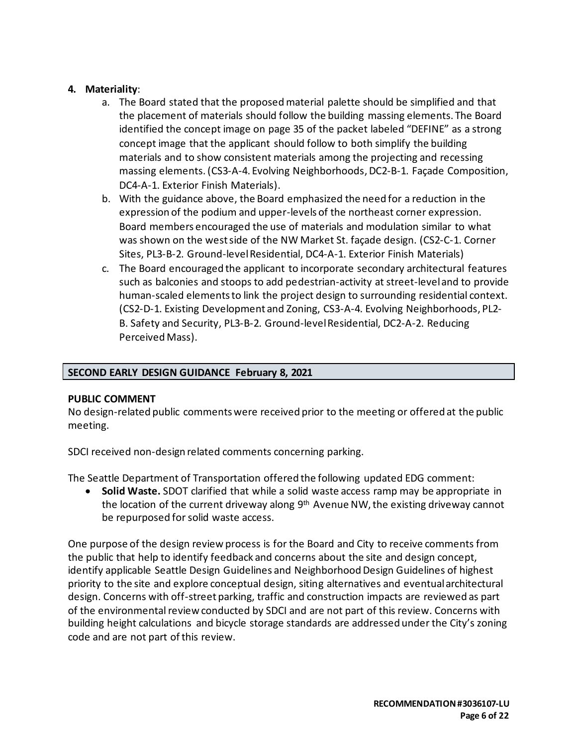4. **Materiality**:
   a. The Board stated that the proposed material palette should be simplified and that the placement of materials should follow the building massing elements. The Board identified the concept image on page 35 of the packet labeled "DEFINE" as a strong concept image that the applicant should follow to both simplify the building materials and to show consistent materials among the projecting and recessing massing elements. (CS3-A-4. Evolving Neighborhoods, DC2-B-1. Façade Composition, DC4-A-1. Exterior Finish Materials).
   b. With the guidance above, the Board emphasized the need for a reduction in the expression of the podium and upper-levels of the northeast corner expression. Board members encouraged the use of materials and modulation similar to what was shown on the west side of the NW Market St. façade design. (CS2-C-1. Corner Sites, PL3-B-2. Ground-level Residential, DC4-A-1. Exterior Finish Materials)
   c. The Board encouraged the applicant to incorporate secondary architectural features such as balconies and stoops to add pedestrian-activity at street-level and to provide human-scaled elements to link the project design to surrounding residential context. (CS2-D-1. Existing Development and Zoning, CS3-A-4. Evolving Neighborhoods, PL2-B. Safety and Security, PL3-B-2. Ground-level Residential, DC2-A-2. Reducing Perceived Mass).

## SECOND EARLY DESIGN GUIDANCE February 8, 2021

**PUBLIC COMMENT**

No design-related public comments were received prior to the meeting or offered at the public meeting.

SDCI received non-design related comments concerning parking.

The Seattle Department of Transportation offered the following updated EDG comment:

- **Solid Waste.** SDOT clarified that while a solid waste access ramp may be appropriate in the location of the current driveway along 9th Avenue NW, the existing driveway cannot be repurposed for solid waste access.

One purpose of the design review process is for the Board and City to receive comments from the public that help to identify feedback and concerns about the site and design concept, identify applicable Seattle Design Guidelines and Neighborhood Design Guidelines of highest priority to the site and explore conceptual design, siting alternatives and eventual architectural design. Concerns with off-street parking, traffic and construction impacts are reviewed as part of the environmental review conducted by SDCI and are not part of this review. Concerns with building height calculations and bicycle storage standards are addressed under the City's zoning code and are not part of this review.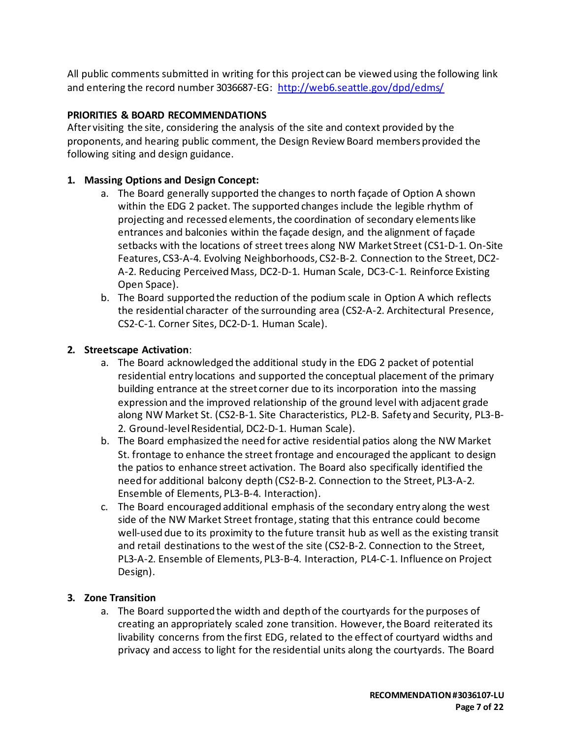All public comments submitted in writing for this project can be viewed using the following link and entering the record number 3036687-EG: http://web6.seattle.gov/dpd/edms/

**PRIORITIES & BOARD RECOMMENDATIONS**

After visiting the site, considering the analysis of the site and context provided by the proponents, and hearing public comment, the Design Review Board members provided the following siting and design guidance.

1. **Massing Options and Design Concept:**
   a. The Board generally supported the changes to north façade of Option A shown within the EDG 2 packet. The supported changes include the legible rhythm of projecting and recessed elements, the coordination of secondary elements like entrances and balconies within the façade design, and the alignment of façade setbacks with the locations of street trees along NW Market Street (CS1-D-1. On-Site Features, CS3-A-4. Evolving Neighborhoods, CS2-B-2. Connection to the Street, DC2-A-2. Reducing Perceived Mass, DC2-D-1. Human Scale, DC3-C-1. Reinforce Existing Open Space).
   b. The Board supported the reduction of the podium scale in Option A which reflects the residential character of the surrounding area (CS2-A-2. Architectural Presence, CS2-C-1. Corner Sites, DC2-D-1. Human Scale).

2. **Streetscape Activation**:
   a. The Board acknowledged the additional study in the EDG 2 packet of potential residential entry locations and supported the conceptual placement of the primary building entrance at the street corner due to its incorporation into the massing expression and the improved relationship of the ground level with adjacent grade along NW Market St. (CS2-B-1. Site Characteristics, PL2-B. Safety and Security, PL3-B-2. Ground-level Residential, DC2-D-1. Human Scale).
   b. The Board emphasized the need for active residential patios along the NW Market St. frontage to enhance the street frontage and encouraged the applicant to design the patios to enhance street activation. The Board also specifically identified the need for additional balcony depth (CS2-B-2. Connection to the Street, PL3-A-2. Ensemble of Elements, PL3-B-4. Interaction).
   c. The Board encouraged additional emphasis of the secondary entry along the west side of the NW Market Street frontage, stating that this entrance could become well-used due to its proximity to the future transit hub as well as the existing transit and retail destinations to the west of the site (CS2-B-2. Connection to the Street, PL3-A-2. Ensemble of Elements, PL3-B-4. Interaction, PL4-C-1. Influence on Project Design).

3. **Zone Transition**
   a. The Board supported the width and depth of the courtyards for the purposes of creating an appropriately scaled zone transition. However, the Board reiterated its livability concerns from the first EDG, related to the effect of courtyard widths and privacy and access to light for the residential units along the courtyards. The Board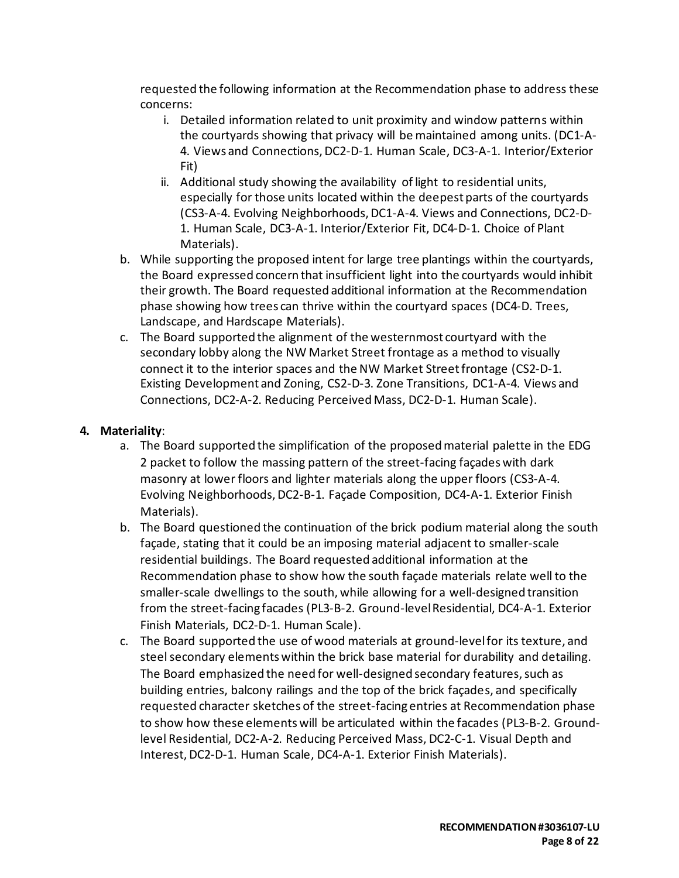requested the following information at the Recommendation phase to address these concerns:

i. Detailed information related to unit proximity and window patterns within the courtyards showing that privacy will be maintained among units. (DC1-A-4. Views and Connections, DC2-D-1. Human Scale, DC3-A-1. Interior/Exterior Fit)
ii. Additional study showing the availability of light to residential units, especially for those units located within the deepest parts of the courtyards (CS3-A-4. Evolving Neighborhoods, DC1-A-4. Views and Connections, DC2-D-1. Human Scale, DC3-A-1. Interior/Exterior Fit, DC4-D-1. Choice of Plant Materials).

b. While supporting the proposed intent for large tree plantings within the courtyards, the Board expressed concern that insufficient light into the courtyards would inhibit their growth. The Board requested additional information at the Recommendation phase showing how trees can thrive within the courtyard spaces (DC4-D. Trees, Landscape, and Hardscape Materials).
c. The Board supported the alignment of the westernmost courtyard with the secondary lobby along the NW Market Street frontage as a method to visually connect it to the interior spaces and the NW Market Street frontage (CS2-D-1. Existing Development and Zoning, CS2-D-3. Zone Transitions, DC1-A-4. Views and Connections, DC2-A-2. Reducing Perceived Mass, DC2-D-1. Human Scale).

4. **Materiality**:
   a. The Board supported the simplification of the proposed material palette in the EDG 2 packet to follow the massing pattern of the street-facing façades with dark masonry at lower floors and lighter materials along the upper floors (CS3-A-4. Evolving Neighborhoods, DC2-B-1. Façade Composition, DC4-A-1. Exterior Finish Materials).
   b. The Board questioned the continuation of the brick podium material along the south façade, stating that it could be an imposing material adjacent to smaller-scale residential buildings. The Board requested additional information at the Recommendation phase to show how the south façade materials relate well to the smaller-scale dwellings to the south, while allowing for a well-designed transition from the street-facing facades (PL3-B-2. Ground-level Residential, DC4-A-1. Exterior Finish Materials, DC2-D-1. Human Scale).
   c. The Board supported the use of wood materials at ground-level for its texture, and steel secondary elements within the brick base material for durability and detailing. The Board emphasized the need for well-designed secondary features, such as building entries, balcony railings and the top of the brick façades, and specifically requested character sketches of the street-facing entries at Recommendation phase to show how these elements will be articulated within the facades (PL3-B-2. Ground-level Residential, DC2-A-2. Reducing Perceived Mass, DC2-C-1. Visual Depth and Interest, DC2-D-1. Human Scale, DC4-A-1. Exterior Finish Materials).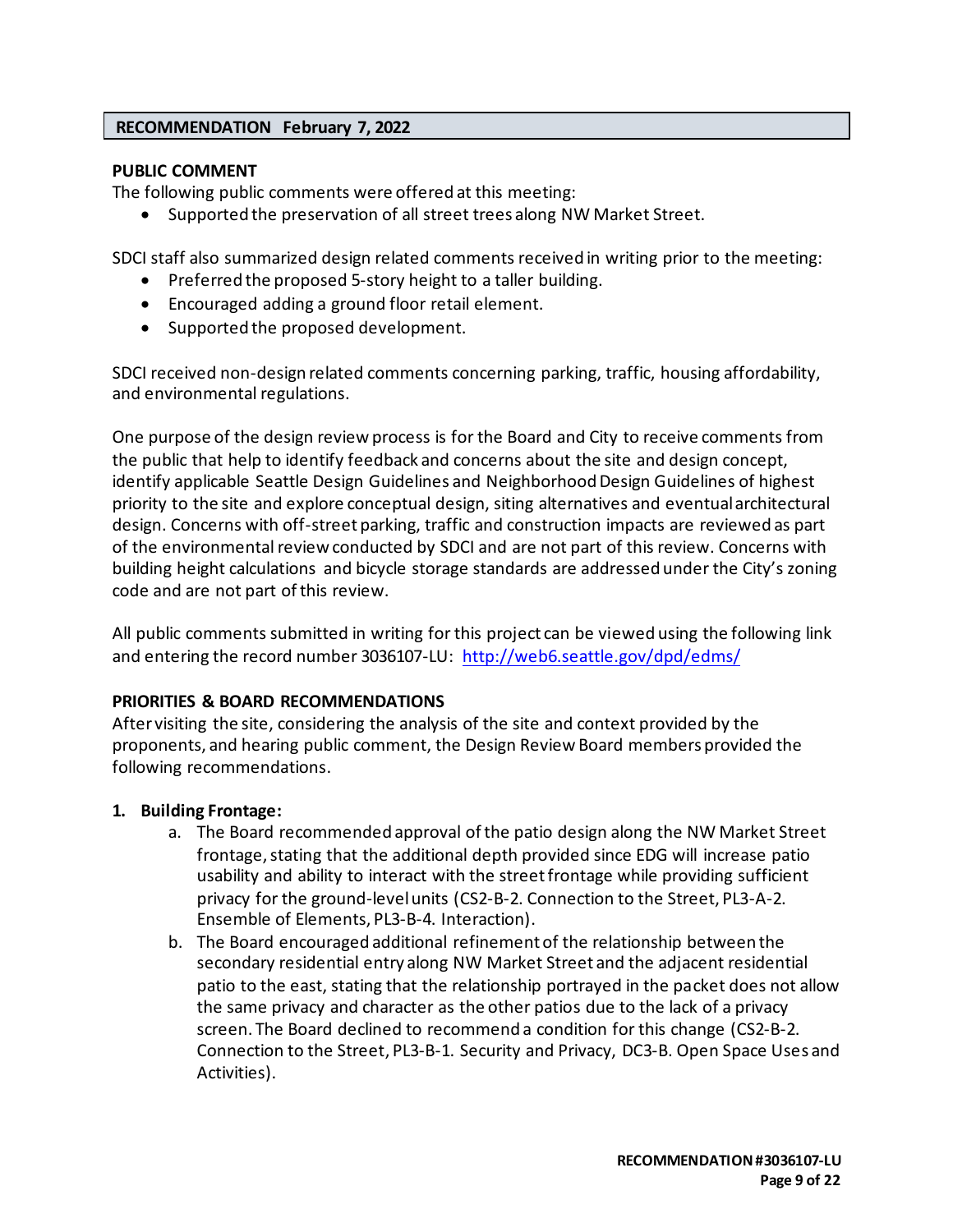## RECOMMENDATION February 7, 2022

**PUBLIC COMMENT**

The following public comments were offered at this meeting:

- Supported the preservation of all street trees along NW Market Street.

SDCI staff also summarized design related comments received in writing prior to the meeting:

- Preferred the proposed 5-story height to a taller building.
- Encouraged adding a ground floor retail element.
- Supported the proposed development.

SDCI received non-design related comments concerning parking, traffic, housing affordability, and environmental regulations.

One purpose of the design review process is for the Board and City to receive comments from the public that help to identify feedback and concerns about the site and design concept, identify applicable Seattle Design Guidelines and Neighborhood Design Guidelines of highest priority to the site and explore conceptual design, siting alternatives and eventual architectural design. Concerns with off-street parking, traffic and construction impacts are reviewed as part of the environmental review conducted by SDCI and are not part of this review. Concerns with building height calculations and bicycle storage standards are addressed under the City's zoning code and are not part of this review.

All public comments submitted in writing for this project can be viewed using the following link and entering the record number 3036107-LU: http://web6.seattle.gov/dpd/edms/

**PRIORITIES & BOARD RECOMMENDATIONS**

After visiting the site, considering the analysis of the site and context provided by the proponents, and hearing public comment, the Design Review Board members provided the following recommendations.

1. **Building Frontage:**
   a. The Board recommended approval of the patio design along the NW Market Street frontage, stating that the additional depth provided since EDG will increase patio usability and ability to interact with the street frontage while providing sufficient privacy for the ground-level units (CS2-B-2. Connection to the Street, PL3-A-2. Ensemble of Elements, PL3-B-4. Interaction).
   b. The Board encouraged additional refinement of the relationship between the secondary residential entry along NW Market Street and the adjacent residential patio to the east, stating that the relationship portrayed in the packet does not allow the same privacy and character as the other patios due to the lack of a privacy screen. The Board declined to recommend a condition for this change (CS2-B-2. Connection to the Street, PL3-B-1. Security and Privacy, DC3-B. Open Space Uses and Activities).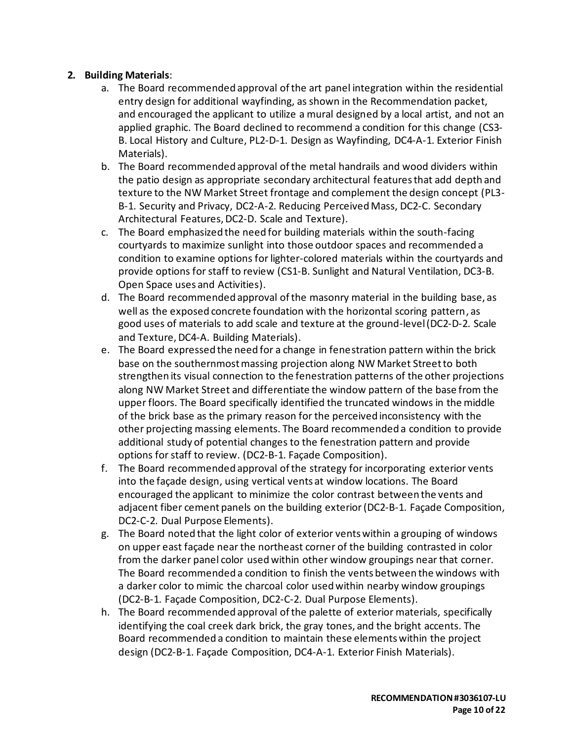2. **Building Materials**:

   a. The Board recommended approval of the art panel integration within the residential entry design for additional wayfinding, as shown in the Recommendation packet, and encouraged the applicant to utilize a mural designed by a local artist, and not an applied graphic. The Board declined to recommend a condition for this change (CS3-B. Local History and Culture, PL2-D-1. Design as Wayfinding, DC4-A-1. Exterior Finish Materials).

   b. The Board recommended approval of the metal handrails and wood dividers within the patio design as appropriate secondary architectural features that add depth and texture to the NW Market Street frontage and complement the design concept (PL3-B-1. Security and Privacy, DC2-A-2. Reducing Perceived Mass, DC2-C. Secondary Architectural Features, DC2-D. Scale and Texture).

   c. The Board emphasized the need for building materials within the south-facing courtyards to maximize sunlight into those outdoor spaces and recommended a condition to examine options for lighter-colored materials within the courtyards and provide options for staff to review (CS1-B. Sunlight and Natural Ventilation, DC3-B. Open Space uses and Activities).

   d. The Board recommended approval of the masonry material in the building base, as well as the exposed concrete foundation with the horizontal scoring pattern, as good uses of materials to add scale and texture at the ground-level (DC2-D-2. Scale and Texture, DC4-A. Building Materials).

   e. The Board expressed the need for a change in fenestration pattern within the brick base on the southernmost massing projection along NW Market Street to both strengthen its visual connection to the fenestration patterns of the other projections along NW Market Street and differentiate the window pattern of the base from the upper floors. The Board specifically identified the truncated windows in the middle of the brick base as the primary reason for the perceived inconsistency with the other projecting massing elements. The Board recommended a condition to provide additional study of potential changes to the fenestration pattern and provide options for staff to review. (DC2-B-1. Façade Composition).

   f. The Board recommended approval of the strategy for incorporating exterior vents into the façade design, using vertical vents at window locations. The Board encouraged the applicant to minimize the color contrast between the vents and adjacent fiber cement panels on the building exterior (DC2-B-1. Façade Composition, DC2-C-2. Dual Purpose Elements).

   g. The Board noted that the light color of exterior vents within a grouping of windows on upper east façade near the northeast corner of the building contrasted in color from the darker panel color used within other window groupings near that corner. The Board recommended a condition to finish the vents between the windows with a darker color to mimic the charcoal color used within nearby window groupings (DC2-B-1. Façade Composition, DC2-C-2. Dual Purpose Elements).

   h. The Board recommended approval of the palette of exterior materials, specifically identifying the coal creek dark brick, the gray tones, and the bright accents. The Board recommended a condition to maintain these elements within the project design (DC2-B-1. Façade Composition, DC4-A-1. Exterior Finish Materials).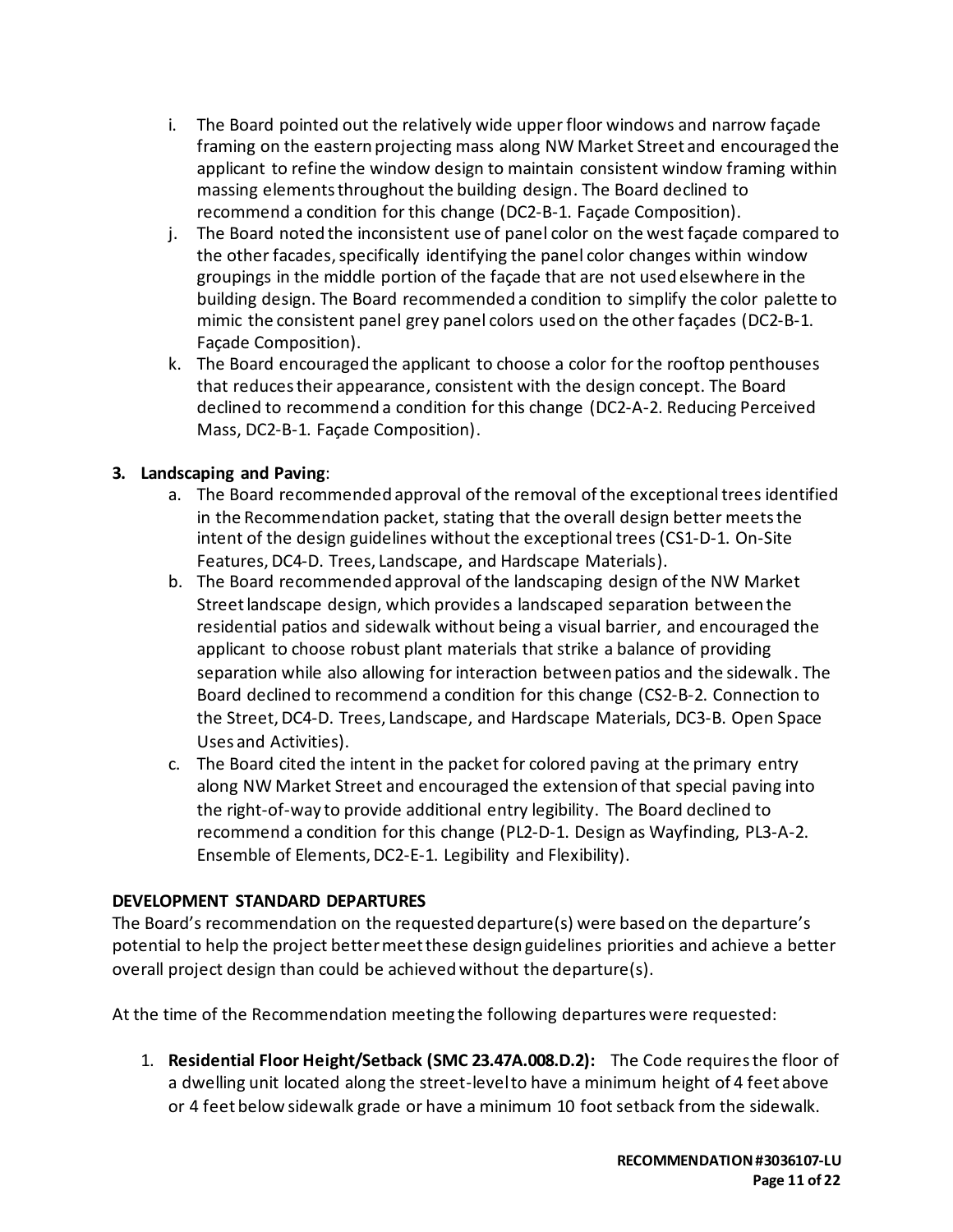i. The Board pointed out the relatively wide upper floor windows and narrow façade framing on the eastern projecting mass along NW Market Street and encouraged the applicant to refine the window design to maintain consistent window framing within massing elements throughout the building design. The Board declined to recommend a condition for this change (DC2-B-1. Façade Composition).
j. The Board noted the inconsistent use of panel color on the west façade compared to the other facades, specifically identifying the panel color changes within window groupings in the middle portion of the façade that are not used elsewhere in the building design. The Board recommended a condition to simplify the color palette to mimic the consistent panel grey panel colors used on the other façades (DC2-B-1. Façade Composition).
k. The Board encouraged the applicant to choose a color for the rooftop penthouses that reduces their appearance, consistent with the design concept. The Board declined to recommend a condition for this change (DC2-A-2. Reducing Perceived Mass, DC2-B-1. Façade Composition).

3. **Landscaping and Paving**:
   a. The Board recommended approval of the removal of the exceptional trees identified in the Recommendation packet, stating that the overall design better meets the intent of the design guidelines without the exceptional trees (CS1-D-1. On-Site Features, DC4-D. Trees, Landscape, and Hardscape Materials).
   b. The Board recommended approval of the landscaping design of the NW Market Street landscape design, which provides a landscaped separation between the residential patios and sidewalk without being a visual barrier, and encouraged the applicant to choose robust plant materials that strike a balance of providing separation while also allowing for interaction between patios and the sidewalk. The Board declined to recommend a condition for this change (CS2-B-2. Connection to the Street, DC4-D. Trees, Landscape, and Hardscape Materials, DC3-B. Open Space Uses and Activities).
   c. The Board cited the intent in the packet for colored paving at the primary entry along NW Market Street and encouraged the extension of that special paving into the right-of-way to provide additional entry legibility. The Board declined to recommend a condition for this change (PL2-D-1. Design as Wayfinding, PL3-A-2. Ensemble of Elements, DC2-E-1. Legibility and Flexibility).

**DEVELOPMENT STANDARD DEPARTURES**

The Board's recommendation on the requested departure(s) were based on the departure's potential to help the project better meet these design guidelines priorities and achieve a better overall project design than could be achieved without the departure(s).

At the time of the Recommendation meeting the following departures were requested:

1. **Residential Floor Height/Setback (SMC 23.47A.008.D.2):** The Code requires the floor of a dwelling unit located along the street-level to have a minimum height of 4 feet above or 4 feet below sidewalk grade or have a minimum 10 foot setback from the sidewalk.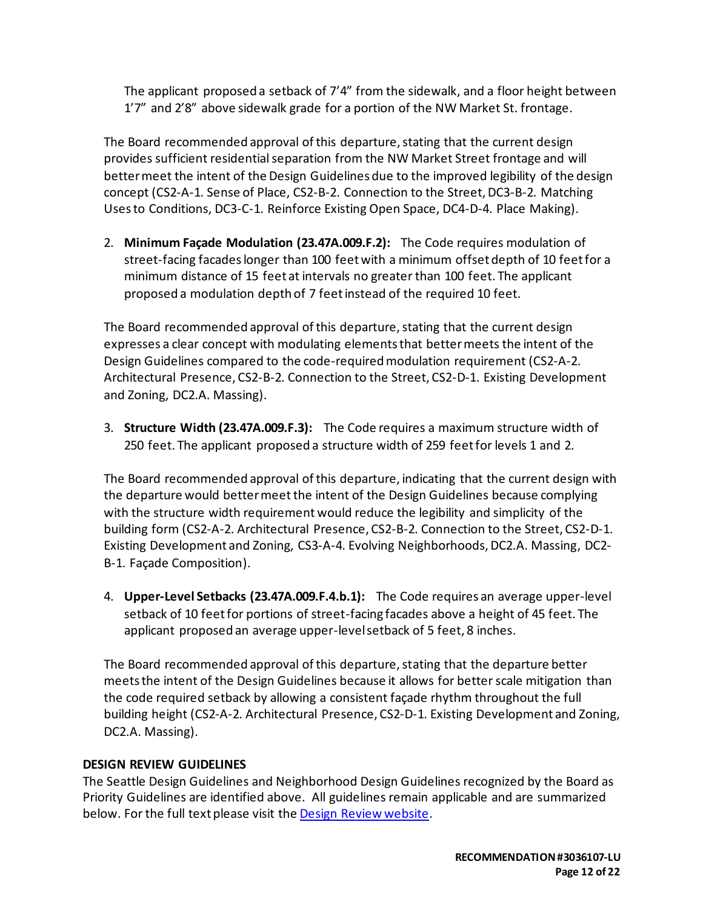The applicant proposed a setback of 7'4" from the sidewalk, and a floor height between 1'7" and 2'8" above sidewalk grade for a portion of the NW Market St. frontage.

The Board recommended approval of this departure, stating that the current design provides sufficient residential separation from the NW Market Street frontage and will better meet the intent of the Design Guidelines due to the improved legibility of the design concept (CS2-A-1. Sense of Place, CS2-B-2. Connection to the Street, DC3-B-2. Matching Uses to Conditions, DC3-C-1. Reinforce Existing Open Space, DC4-D-4. Place Making).

2. **Minimum Façade Modulation (23.47A.009.F.2):** The Code requires modulation of street-facing facades longer than 100 feet with a minimum offset depth of 10 feet for a minimum distance of 15 feet at intervals no greater than 100 feet. The applicant proposed a modulation depth of 7 feet instead of the required 10 feet.

The Board recommended approval of this departure, stating that the current design expresses a clear concept with modulating elements that better meets the intent of the Design Guidelines compared to the code-required modulation requirement (CS2-A-2. Architectural Presence, CS2-B-2. Connection to the Street, CS2-D-1. Existing Development and Zoning, DC2.A. Massing).

3. **Structure Width (23.47A.009.F.3):** The Code requires a maximum structure width of 250 feet. The applicant proposed a structure width of 259 feet for levels 1 and 2.

The Board recommended approval of this departure, indicating that the current design with the departure would better meet the intent of the Design Guidelines because complying with the structure width requirement would reduce the legibility and simplicity of the building form (CS2-A-2. Architectural Presence, CS2-B-2. Connection to the Street, CS2-D-1. Existing Development and Zoning, CS3-A-4. Evolving Neighborhoods, DC2.A. Massing, DC2-B-1. Façade Composition).

4. **Upper-Level Setbacks (23.47A.009.F.4.b.1):** The Code requires an average upper-level setback of 10 feet for portions of street-facing facades above a height of 45 feet. The applicant proposed an average upper-level setback of 5 feet, 8 inches.

The Board recommended approval of this departure, stating that the departure better meets the intent of the Design Guidelines because it allows for better scale mitigation than the code required setback by allowing a consistent façade rhythm throughout the full building height (CS2-A-2. Architectural Presence, CS2-D-1. Existing Development and Zoning, DC2.A. Massing).

## DESIGN REVIEW GUIDELINES

The Seattle Design Guidelines and Neighborhood Design Guidelines recognized by the Board as Priority Guidelines are identified above. All guidelines remain applicable and are summarized below. For the full text please visit the Design Review website.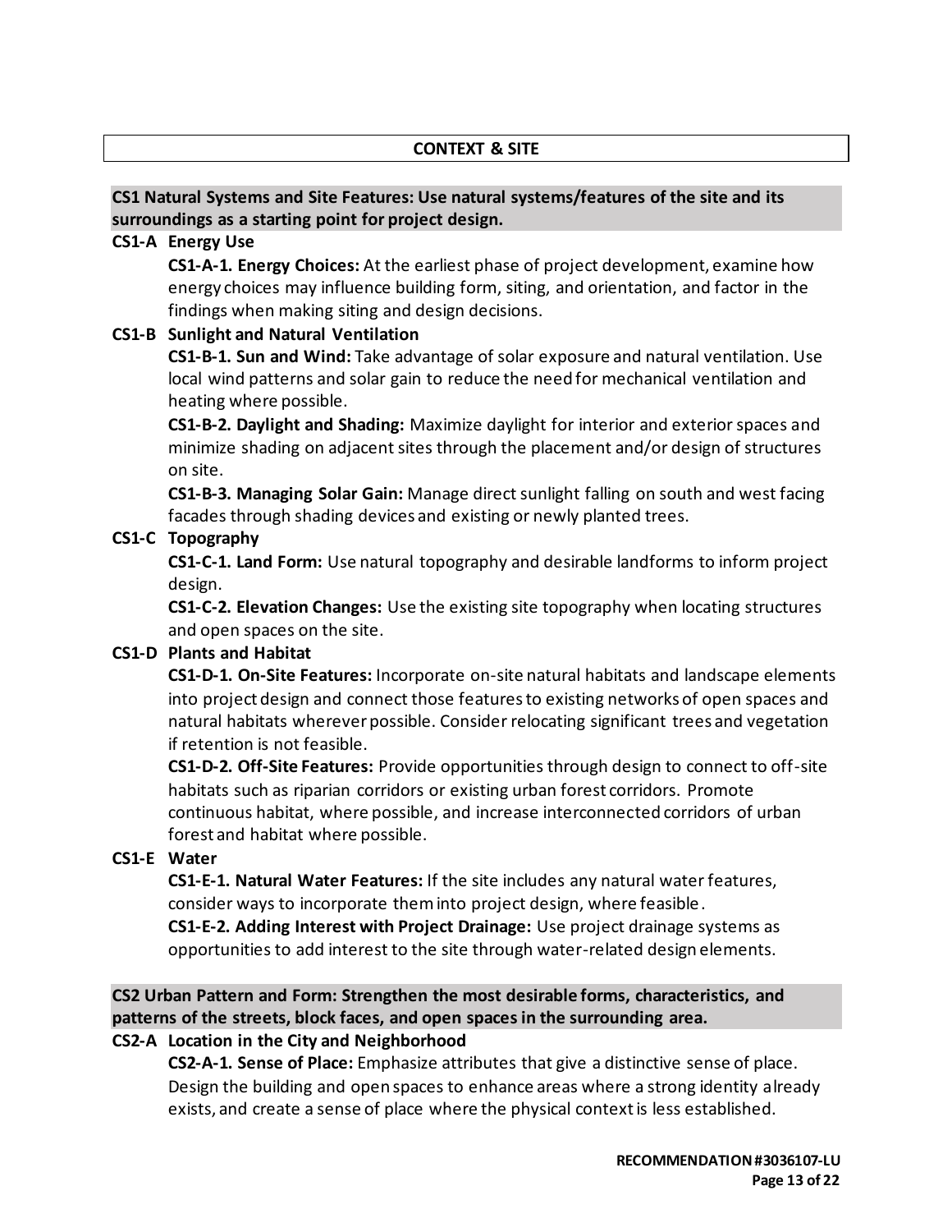## CONTEXT & SITE

### CS1 Natural Systems and Site Features: Use natural systems/features of the site and its surroundings as a starting point for project design.

**CS1-A Energy Use**

**CS1-A-1. Energy Choices:** At the earliest phase of project development, examine how energy choices may influence building form, siting, and orientation, and factor in the findings when making siting and design decisions.

**CS1-B Sunlight and Natural Ventilation**

**CS1-B-1. Sun and Wind:** Take advantage of solar exposure and natural ventilation. Use local wind patterns and solar gain to reduce the need for mechanical ventilation and heating where possible.

**CS1-B-2. Daylight and Shading:** Maximize daylight for interior and exterior spaces and minimize shading on adjacent sites through the placement and/or design of structures on site.

**CS1-B-3. Managing Solar Gain:** Manage direct sunlight falling on south and west facing facades through shading devices and existing or newly planted trees.

**CS1-C Topography**

**CS1-C-1. Land Form:** Use natural topography and desirable landforms to inform project design.

**CS1-C-2. Elevation Changes:** Use the existing site topography when locating structures and open spaces on the site.

**CS1-D Plants and Habitat**

**CS1-D-1. On-Site Features:** Incorporate on-site natural habitats and landscape elements into project design and connect those features to existing networks of open spaces and natural habitats wherever possible. Consider relocating significant trees and vegetation if retention is not feasible.

**CS1-D-2. Off-Site Features:** Provide opportunities through design to connect to off-site habitats such as riparian corridors or existing urban forest corridors. Promote continuous habitat, where possible, and increase interconnected corridors of urban forest and habitat where possible.

**CS1-E Water**

**CS1-E-1. Natural Water Features:** If the site includes any natural water features, consider ways to incorporate them into project design, where feasible.

**CS1-E-2. Adding Interest with Project Drainage:** Use project drainage systems as opportunities to add interest to the site through water-related design elements.

### CS2 Urban Pattern and Form: Strengthen the most desirable forms, characteristics, and patterns of the streets, block faces, and open spaces in the surrounding area.

**CS2-A Location in the City and Neighborhood**

**CS2-A-1. Sense of Place:** Emphasize attributes that give a distinctive sense of place. Design the building and open spaces to enhance areas where a strong identity already exists, and create a sense of place where the physical context is less established.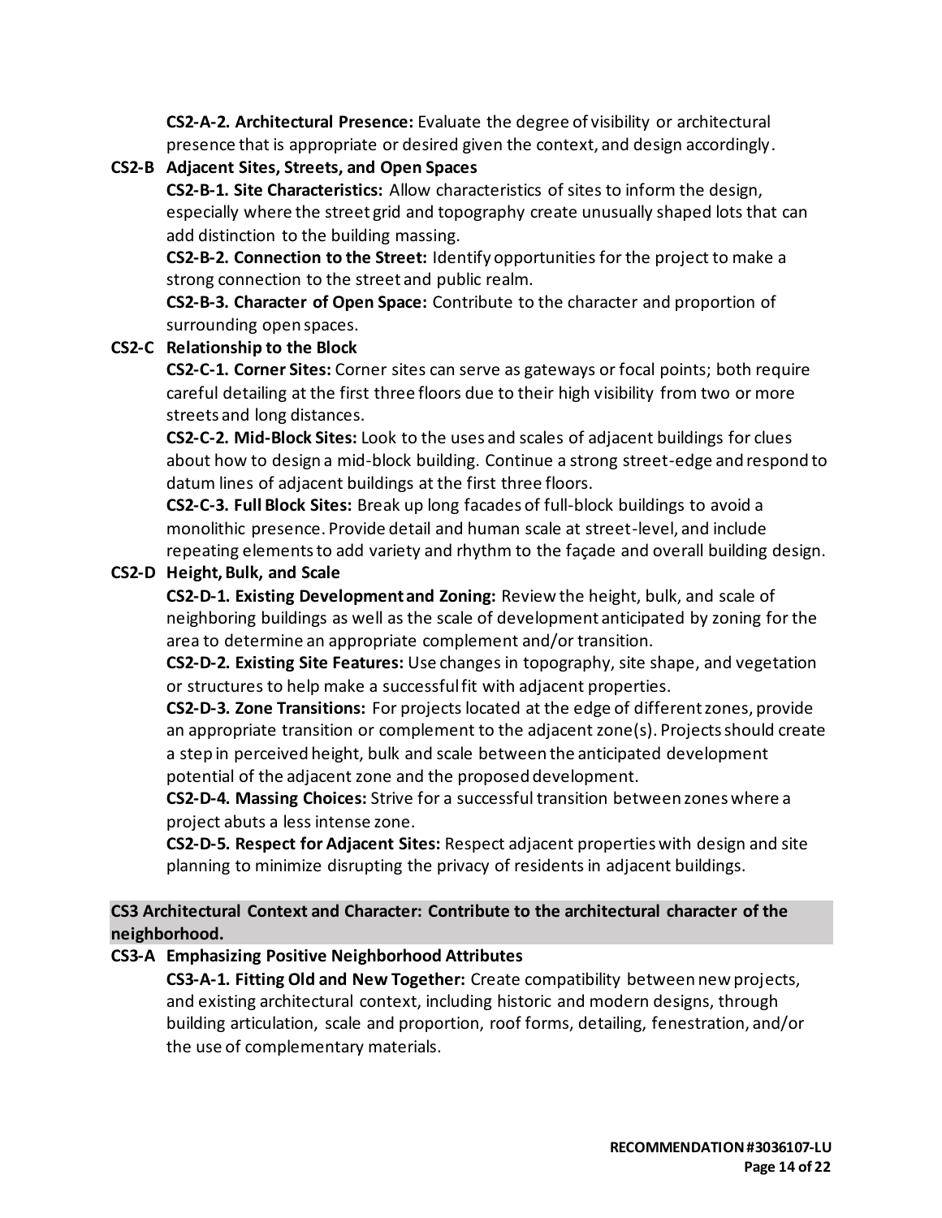**CS2-A-2. Architectural Presence:** Evaluate the degree of visibility or architectural presence that is appropriate or desired given the context, and design accordingly.

**CS2-B Adjacent Sites, Streets, and Open Spaces**

**CS2-B-1. Site Characteristics:** Allow characteristics of sites to inform the design, especially where the street grid and topography create unusually shaped lots that can add distinction to the building massing.

**CS2-B-2. Connection to the Street:** Identify opportunities for the project to make a strong connection to the street and public realm.

**CS2-B-3. Character of Open Space:** Contribute to the character and proportion of surrounding open spaces.

**CS2-C Relationship to the Block**

**CS2-C-1. Corner Sites:** Corner sites can serve as gateways or focal points; both require careful detailing at the first three floors due to their high visibility from two or more streets and long distances.

**CS2-C-2. Mid-Block Sites:** Look to the uses and scales of adjacent buildings for clues about how to design a mid-block building. Continue a strong street-edge and respond to datum lines of adjacent buildings at the first three floors.

**CS2-C-3. Full Block Sites:** Break up long facades of full-block buildings to avoid a monolithic presence. Provide detail and human scale at street-level, and include repeating elements to add variety and rhythm to the façade and overall building design.

**CS2-D Height, Bulk, and Scale**

**CS2-D-1. Existing Development and Zoning:** Review the height, bulk, and scale of neighboring buildings as well as the scale of development anticipated by zoning for the area to determine an appropriate complement and/or transition.

**CS2-D-2. Existing Site Features:** Use changes in topography, site shape, and vegetation or structures to help make a successful fit with adjacent properties.

**CS2-D-3. Zone Transitions:** For projects located at the edge of different zones, provide an appropriate transition or complement to the adjacent zone(s). Projects should create a step in perceived height, bulk and scale between the anticipated development potential of the adjacent zone and the proposed development.

**CS2-D-4. Massing Choices:** Strive for a successful transition between zones where a project abuts a less intense zone.

**CS2-D-5. Respect for Adjacent Sites:** Respect adjacent properties with design and site planning to minimize disrupting the privacy of residents in adjacent buildings.

**CS3 Architectural Context and Character: Contribute to the architectural character of the neighborhood.**

**CS3-A Emphasizing Positive Neighborhood Attributes**

**CS3-A-1. Fitting Old and New Together:** Create compatibility between new projects, and existing architectural context, including historic and modern designs, through building articulation, scale and proportion, roof forms, detailing, fenestration, and/or the use of complementary materials.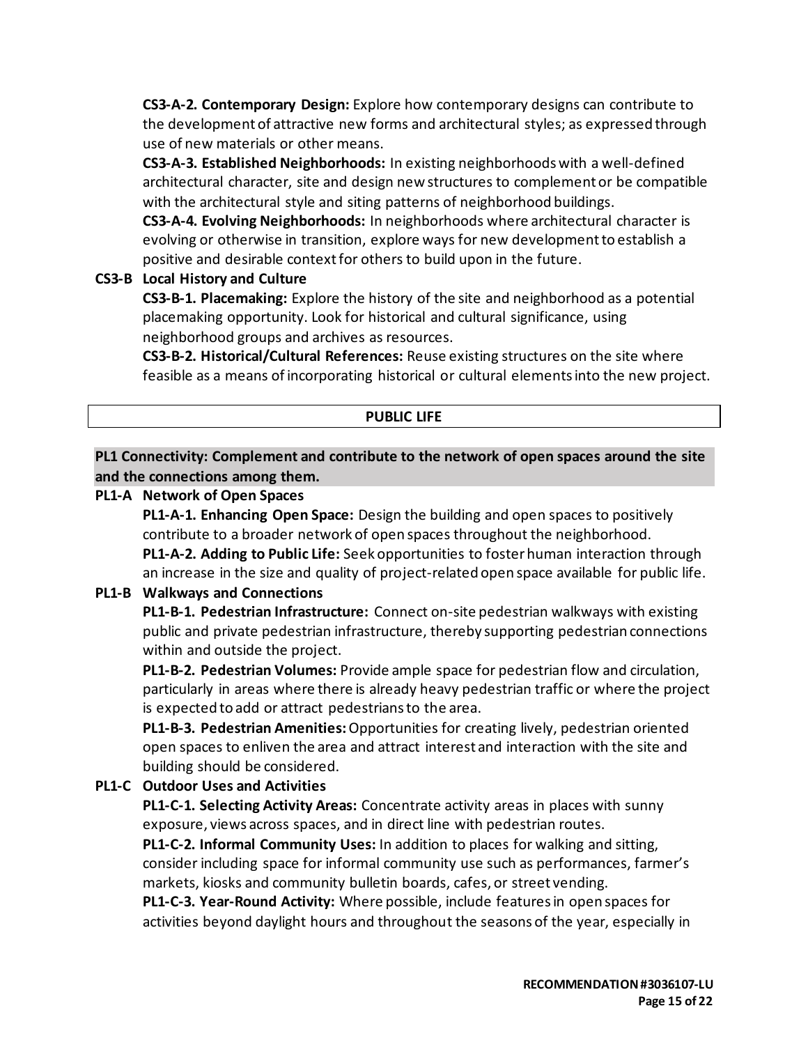**CS3-A-2. Contemporary Design:** Explore how contemporary designs can contribute to the development of attractive new forms and architectural styles; as expressed through use of new materials or other means.

**CS3-A-3. Established Neighborhoods:** In existing neighborhoods with a well-defined architectural character, site and design new structures to complement or be compatible with the architectural style and siting patterns of neighborhood buildings.

**CS3-A-4. Evolving Neighborhoods:** In neighborhoods where architectural character is evolving or otherwise in transition, explore ways for new development to establish a positive and desirable context for others to build upon in the future.

**CS3-B Local History and Culture**

**CS3-B-1. Placemaking:** Explore the history of the site and neighborhood as a potential placemaking opportunity. Look for historical and cultural significance, using neighborhood groups and archives as resources.

**CS3-B-2. Historical/Cultural References:** Reuse existing structures on the site where feasible as a means of incorporating historical or cultural elements into the new project.

## PUBLIC LIFE

### PL1 Connectivity: Complement and contribute to the network of open spaces around the site and the connections among them.

**PL1-A Network of Open Spaces**

**PL1-A-1. Enhancing Open Space:** Design the building and open spaces to positively contribute to a broader network of open spaces throughout the neighborhood.

**PL1-A-2. Adding to Public Life:** Seek opportunities to foster human interaction through an increase in the size and quality of project-related open space available for public life.

**PL1-B Walkways and Connections**

**PL1-B-1. Pedestrian Infrastructure:** Connect on-site pedestrian walkways with existing public and private pedestrian infrastructure, thereby supporting pedestrian connections within and outside the project.

**PL1-B-2. Pedestrian Volumes:** Provide ample space for pedestrian flow and circulation, particularly in areas where there is already heavy pedestrian traffic or where the project is expected to add or attract pedestrians to the area.

**PL1-B-3. Pedestrian Amenities:** Opportunities for creating lively, pedestrian oriented open spaces to enliven the area and attract interest and interaction with the site and building should be considered.

**PL1-C Outdoor Uses and Activities**

**PL1-C-1. Selecting Activity Areas:** Concentrate activity areas in places with sunny exposure, views across spaces, and in direct line with pedestrian routes.

**PL1-C-2. Informal Community Uses:** In addition to places for walking and sitting, consider including space for informal community use such as performances, farmer's markets, kiosks and community bulletin boards, cafes, or street vending.

**PL1-C-3. Year-Round Activity:** Where possible, include features in open spaces for activities beyond daylight hours and throughout the seasons of the year, especially in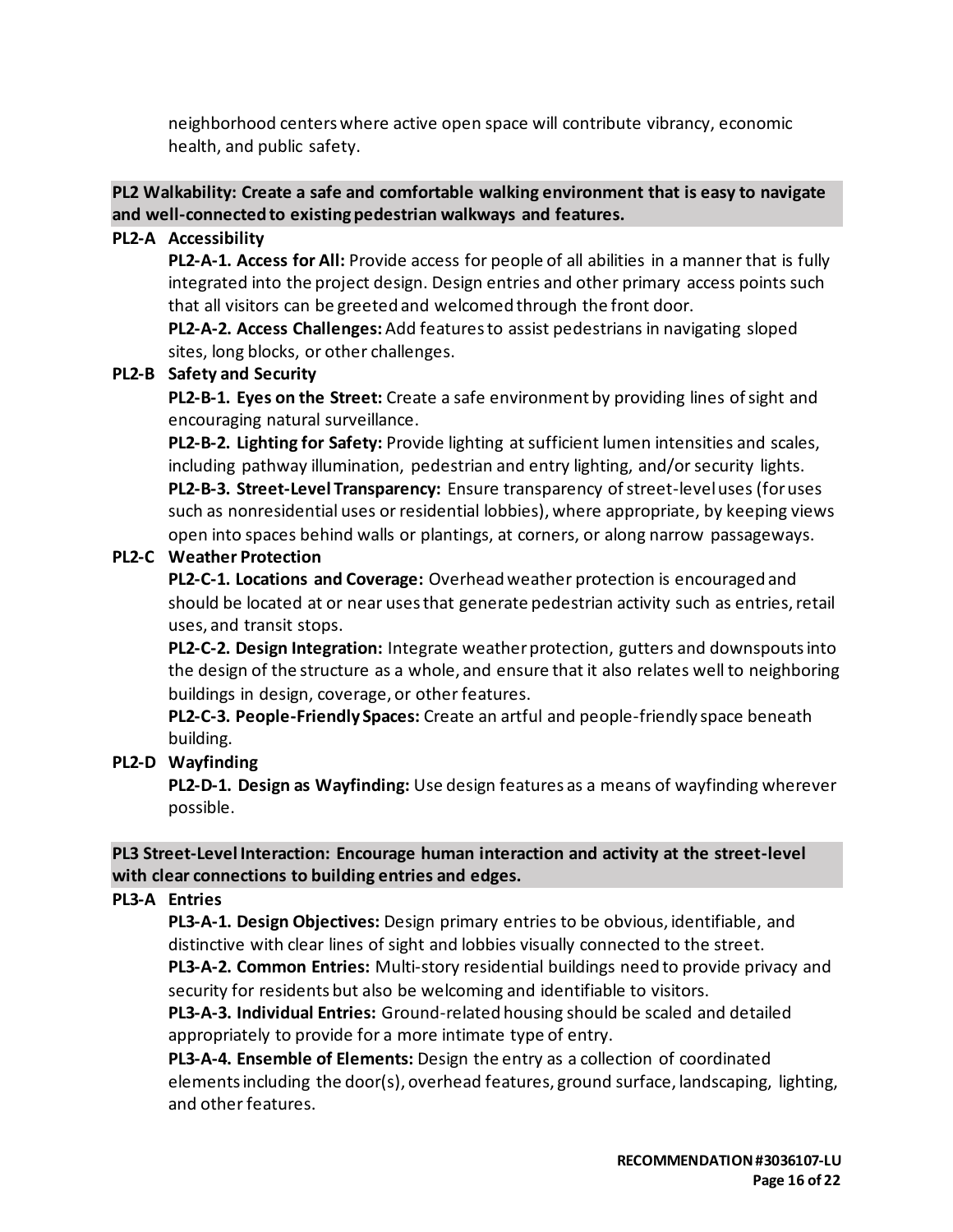neighborhood centers where active open space will contribute vibrancy, economic health, and public safety.

**PL2 Walkability: Create a safe and comfortable walking environment that is easy to navigate and well-connected to existing pedestrian walkways and features.**

**PL2-A Accessibility**

**PL2-A-1. Access for All:** Provide access for people of all abilities in a manner that is fully integrated into the project design. Design entries and other primary access points such that all visitors can be greeted and welcomed through the front door.

**PL2-A-2. Access Challenges:** Add features to assist pedestrians in navigating sloped sites, long blocks, or other challenges.

**PL2-B Safety and Security**

**PL2-B-1. Eyes on the Street:** Create a safe environment by providing lines of sight and encouraging natural surveillance.

**PL2-B-2. Lighting for Safety:** Provide lighting at sufficient lumen intensities and scales, including pathway illumination, pedestrian and entry lighting, and/or security lights.

**PL2-B-3. Street-Level Transparency:** Ensure transparency of street-level uses (for uses such as nonresidential uses or residential lobbies), where appropriate, by keeping views open into spaces behind walls or plantings, at corners, or along narrow passageways.

**PL2-C Weather Protection**

**PL2-C-1. Locations and Coverage:** Overhead weather protection is encouraged and should be located at or near uses that generate pedestrian activity such as entries, retail uses, and transit stops.

**PL2-C-2. Design Integration:** Integrate weather protection, gutters and downspouts into the design of the structure as a whole, and ensure that it also relates well to neighboring buildings in design, coverage, or other features.

**PL2-C-3. People-Friendly Spaces:** Create an artful and people-friendly space beneath building.

**PL2-D Wayfinding**

**PL2-D-1. Design as Wayfinding:** Use design features as a means of wayfinding wherever possible.

**PL3 Street-Level Interaction: Encourage human interaction and activity at the street-level with clear connections to building entries and edges.**

**PL3-A Entries**

**PL3-A-1. Design Objectives:** Design primary entries to be obvious, identifiable, and distinctive with clear lines of sight and lobbies visually connected to the street.

**PL3-A-2. Common Entries:** Multi-story residential buildings need to provide privacy and security for residents but also be welcoming and identifiable to visitors.

**PL3-A-3. Individual Entries:** Ground-related housing should be scaled and detailed appropriately to provide for a more intimate type of entry.

**PL3-A-4. Ensemble of Elements:** Design the entry as a collection of coordinated elements including the door(s), overhead features, ground surface, landscaping, lighting, and other features.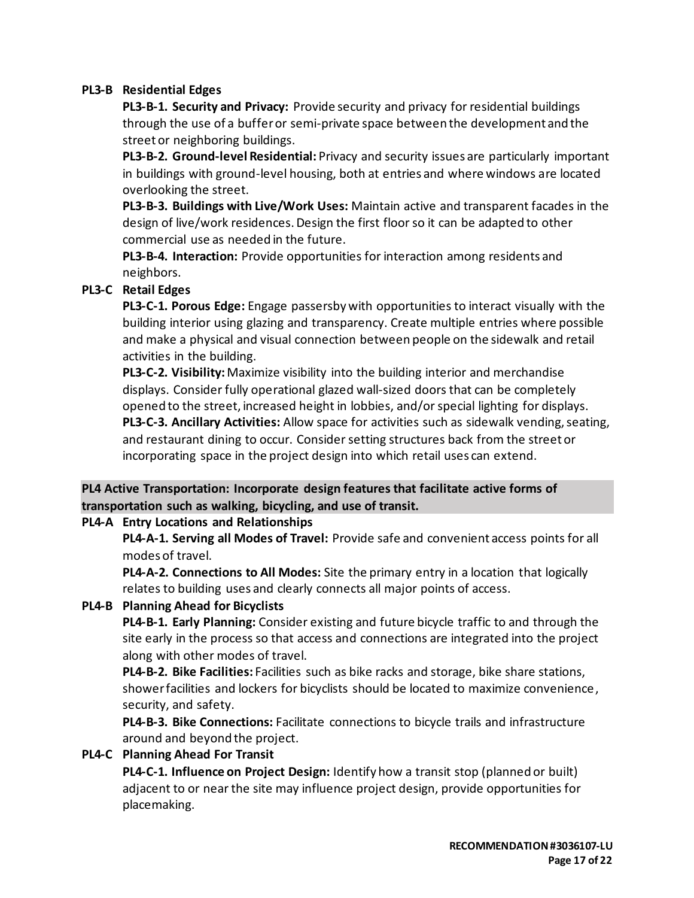**PL3-B Residential Edges**

**PL3-B-1. Security and Privacy:** Provide security and privacy for residential buildings through the use of a buffer or semi-private space between the development and the street or neighboring buildings.

**PL3-B-2. Ground-level Residential:** Privacy and security issues are particularly important in buildings with ground-level housing, both at entries and where windows are located overlooking the street.

**PL3-B-3. Buildings with Live/Work Uses:** Maintain active and transparent facades in the design of live/work residences. Design the first floor so it can be adapted to other commercial use as needed in the future.

**PL3-B-4. Interaction:** Provide opportunities for interaction among residents and neighbors.

**PL3-C Retail Edges**

**PL3-C-1. Porous Edge:** Engage passersby with opportunities to interact visually with the building interior using glazing and transparency. Create multiple entries where possible and make a physical and visual connection between people on the sidewalk and retail activities in the building.

**PL3-C-2. Visibility:** Maximize visibility into the building interior and merchandise displays. Consider fully operational glazed wall-sized doors that can be completely opened to the street, increased height in lobbies, and/or special lighting for displays.

**PL3-C-3. Ancillary Activities:** Allow space for activities such as sidewalk vending, seating, and restaurant dining to occur. Consider setting structures back from the street or incorporating space in the project design into which retail uses can extend.

**PL4 Active Transportation: Incorporate design features that facilitate active forms of transportation such as walking, bicycling, and use of transit.**

**PL4-A Entry Locations and Relationships**

**PL4-A-1. Serving all Modes of Travel:** Provide safe and convenient access points for all modes of travel.

**PL4-A-2. Connections to All Modes:** Site the primary entry in a location that logically relates to building uses and clearly connects all major points of access.

**PL4-B Planning Ahead for Bicyclists**

**PL4-B-1. Early Planning:** Consider existing and future bicycle traffic to and through the site early in the process so that access and connections are integrated into the project along with other modes of travel.

**PL4-B-2. Bike Facilities:** Facilities such as bike racks and storage, bike share stations, shower facilities and lockers for bicyclists should be located to maximize convenience, security, and safety.

**PL4-B-3. Bike Connections:** Facilitate connections to bicycle trails and infrastructure around and beyond the project.

**PL4-C Planning Ahead For Transit**

**PL4-C-1. Influence on Project Design:** Identify how a transit stop (planned or built) adjacent to or near the site may influence project design, provide opportunities for placemaking.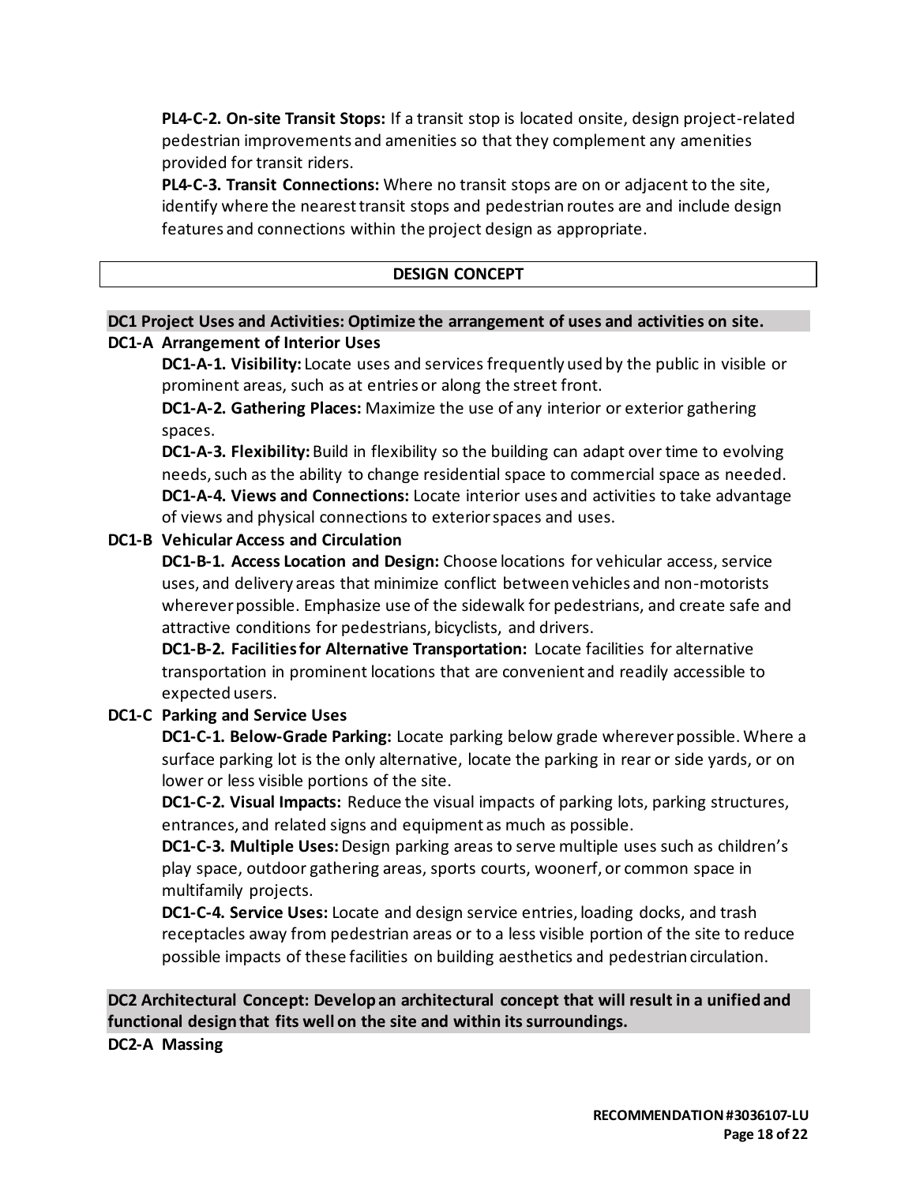**PL4-C-2. On-site Transit Stops:** If a transit stop is located onsite, design project-related pedestrian improvements and amenities so that they complement any amenities provided for transit riders.

**PL4-C-3. Transit Connections:** Where no transit stops are on or adjacent to the site, identify where the nearest transit stops and pedestrian routes are and include design features and connections within the project design as appropriate.

## DESIGN CONCEPT

### DC1 Project Uses and Activities: Optimize the arrangement of uses and activities on site.

**DC1-A Arrangement of Interior Uses**

**DC1-A-1. Visibility:** Locate uses and services frequently used by the public in visible or prominent areas, such as at entries or along the street front.

**DC1-A-2. Gathering Places:** Maximize the use of any interior or exterior gathering spaces.

**DC1-A-3. Flexibility:** Build in flexibility so the building can adapt over time to evolving needs, such as the ability to change residential space to commercial space as needed.

**DC1-A-4. Views and Connections:** Locate interior uses and activities to take advantage of views and physical connections to exterior spaces and uses.

**DC1-B Vehicular Access and Circulation**

**DC1-B-1. Access Location and Design:** Choose locations for vehicular access, service uses, and delivery areas that minimize conflict between vehicles and non-motorists wherever possible. Emphasize use of the sidewalk for pedestrians, and create safe and attractive conditions for pedestrians, bicyclists, and drivers.

**DC1-B-2. Facilities for Alternative Transportation:** Locate facilities for alternative transportation in prominent locations that are convenient and readily accessible to expected users.

**DC1-C Parking and Service Uses**

**DC1-C-1. Below-Grade Parking:** Locate parking below grade wherever possible. Where a surface parking lot is the only alternative, locate the parking in rear or side yards, or on lower or less visible portions of the site.

**DC1-C-2. Visual Impacts:** Reduce the visual impacts of parking lots, parking structures, entrances, and related signs and equipment as much as possible.

**DC1-C-3. Multiple Uses:** Design parking areas to serve multiple uses such as children's play space, outdoor gathering areas, sports courts, woonerf, or common space in multifamily projects.

**DC1-C-4. Service Uses:** Locate and design service entries, loading docks, and trash receptacles away from pedestrian areas or to a less visible portion of the site to reduce possible impacts of these facilities on building aesthetics and pedestrian circulation.

### DC2 Architectural Concept: Develop an architectural concept that will result in a unified and functional design that fits well on the site and within its surroundings.

**DC2-A Massing**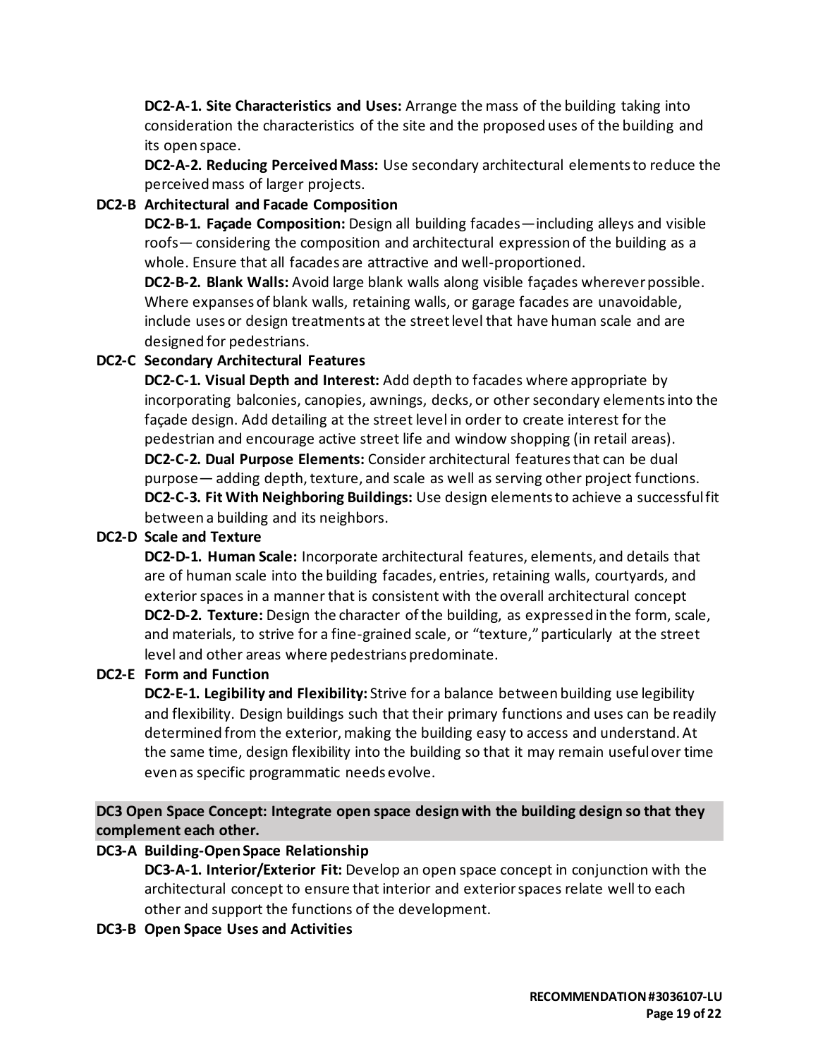**DC2-A-1. Site Characteristics and Uses:** Arrange the mass of the building taking into consideration the characteristics of the site and the proposed uses of the building and its open space.

**DC2-A-2. Reducing Perceived Mass:** Use secondary architectural elements to reduce the perceived mass of larger projects.

**DC2-B Architectural and Facade Composition**

**DC2-B-1. Façade Composition:** Design all building facades—including alleys and visible roofs— considering the composition and architectural expression of the building as a whole. Ensure that all facades are attractive and well-proportioned.

**DC2-B-2. Blank Walls:** Avoid large blank walls along visible façades wherever possible. Where expanses of blank walls, retaining walls, or garage facades are unavoidable, include uses or design treatments at the street level that have human scale and are designed for pedestrians.

**DC2-C Secondary Architectural Features**

**DC2-C-1. Visual Depth and Interest:** Add depth to facades where appropriate by incorporating balconies, canopies, awnings, decks, or other secondary elements into the façade design. Add detailing at the street level in order to create interest for the pedestrian and encourage active street life and window shopping (in retail areas).

**DC2-C-2. Dual Purpose Elements:** Consider architectural features that can be dual purpose— adding depth, texture, and scale as well as serving other project functions.

**DC2-C-3. Fit With Neighboring Buildings:** Use design elements to achieve a successful fit between a building and its neighbors.

**DC2-D Scale and Texture**

**DC2-D-1. Human Scale:** Incorporate architectural features, elements, and details that are of human scale into the building facades, entries, retaining walls, courtyards, and exterior spaces in a manner that is consistent with the overall architectural concept

**DC2-D-2. Texture:** Design the character of the building, as expressed in the form, scale, and materials, to strive for a fine-grained scale, or "texture," particularly at the street level and other areas where pedestrians predominate.

**DC2-E Form and Function**

**DC2-E-1. Legibility and Flexibility:** Strive for a balance between building use legibility and flexibility. Design buildings such that their primary functions and uses can be readily determined from the exterior, making the building easy to access and understand. At the same time, design flexibility into the building so that it may remain useful over time even as specific programmatic needs evolve.

**DC3 Open Space Concept: Integrate open space design with the building design so that they complement each other.**

**DC3-A Building-Open Space Relationship**

**DC3-A-1. Interior/Exterior Fit:** Develop an open space concept in conjunction with the architectural concept to ensure that interior and exterior spaces relate well to each other and support the functions of the development.

**DC3-B Open Space Uses and Activities**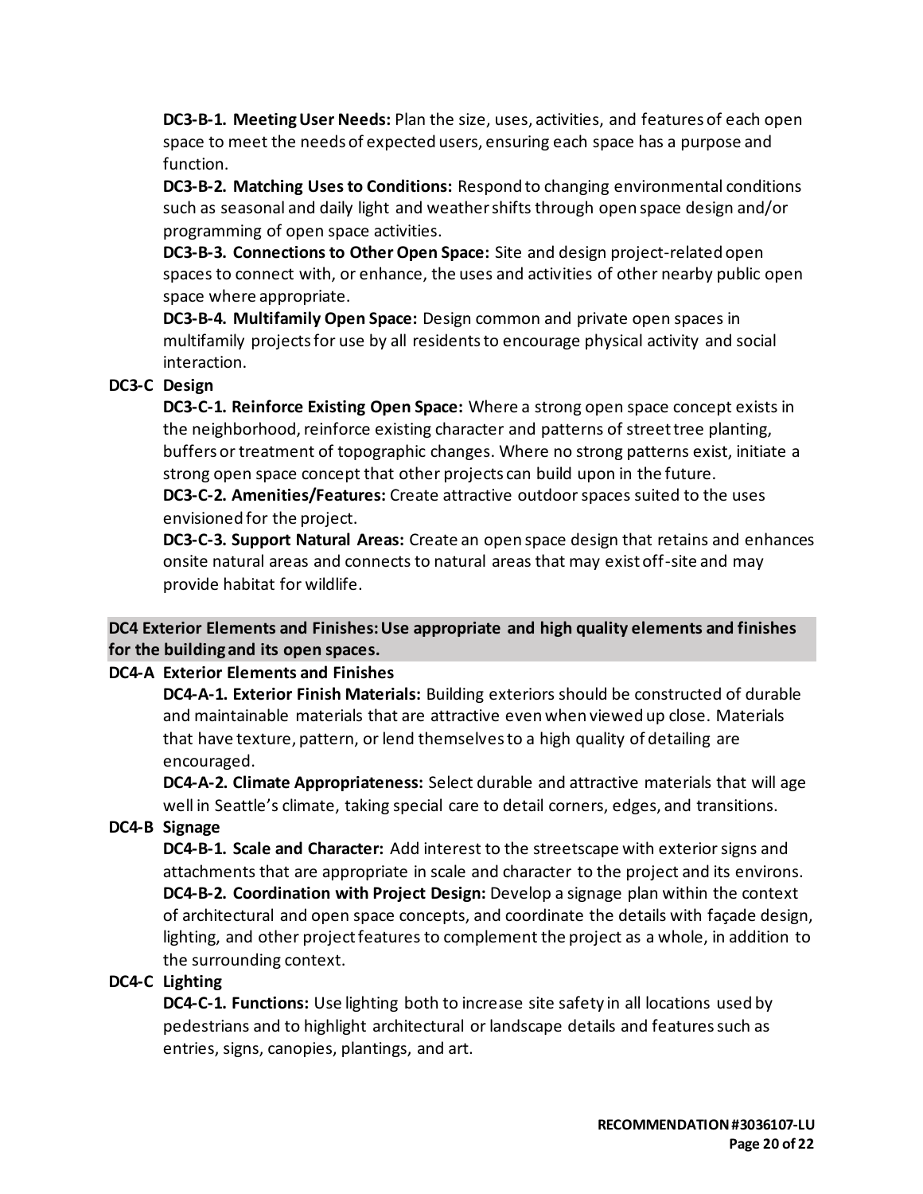**DC3-B-1. Meeting User Needs:** Plan the size, uses, activities, and features of each open space to meet the needs of expected users, ensuring each space has a purpose and function.

**DC3-B-2. Matching Uses to Conditions:** Respond to changing environmental conditions such as seasonal and daily light and weather shifts through open space design and/or programming of open space activities.

**DC3-B-3. Connections to Other Open Space:** Site and design project-related open spaces to connect with, or enhance, the uses and activities of other nearby public open space where appropriate.

**DC3-B-4. Multifamily Open Space:** Design common and private open spaces in multifamily projects for use by all residents to encourage physical activity and social interaction.

**DC3-C Design**

**DC3-C-1. Reinforce Existing Open Space:** Where a strong open space concept exists in the neighborhood, reinforce existing character and patterns of street tree planting, buffers or treatment of topographic changes. Where no strong patterns exist, initiate a strong open space concept that other projects can build upon in the future.

**DC3-C-2. Amenities/Features:** Create attractive outdoor spaces suited to the uses envisioned for the project.

**DC3-C-3. Support Natural Areas:** Create an open space design that retains and enhances onsite natural areas and connects to natural areas that may exist off-site and may provide habitat for wildlife.

**DC4 Exterior Elements and Finishes: Use appropriate and high quality elements and finishes for the building and its open spaces.**

**DC4-A Exterior Elements and Finishes**

**DC4-A-1. Exterior Finish Materials:** Building exteriors should be constructed of durable and maintainable materials that are attractive even when viewed up close. Materials that have texture, pattern, or lend themselves to a high quality of detailing are encouraged.

**DC4-A-2. Climate Appropriateness:** Select durable and attractive materials that will age well in Seattle's climate, taking special care to detail corners, edges, and transitions.

**DC4-B Signage**

**DC4-B-1. Scale and Character:** Add interest to the streetscape with exterior signs and attachments that are appropriate in scale and character to the project and its environs.

**DC4-B-2. Coordination with Project Design:** Develop a signage plan within the context of architectural and open space concepts, and coordinate the details with façade design, lighting, and other project features to complement the project as a whole, in addition to the surrounding context.

**DC4-C Lighting**

**DC4-C-1. Functions:** Use lighting both to increase site safety in all locations used by pedestrians and to highlight architectural or landscape details and features such as entries, signs, canopies, plantings, and art.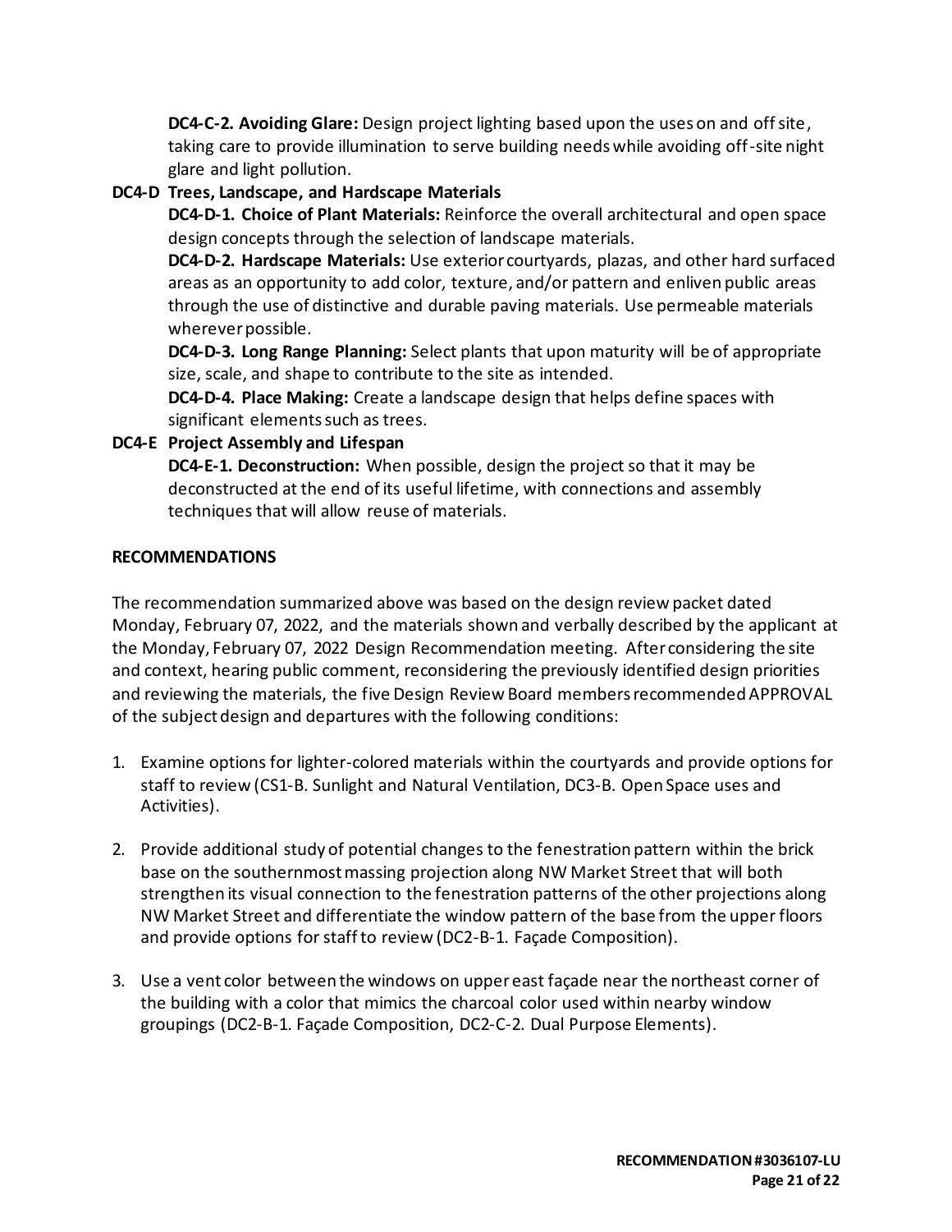**DC4-C-2. Avoiding Glare:** Design project lighting based upon the uses on and off site, taking care to provide illumination to serve building needs while avoiding off-site night glare and light pollution.

**DC4-D Trees, Landscape, and Hardscape Materials**

**DC4-D-1. Choice of Plant Materials:** Reinforce the overall architectural and open space design concepts through the selection of landscape materials.

**DC4-D-2. Hardscape Materials:** Use exterior courtyards, plazas, and other hard surfaced areas as an opportunity to add color, texture, and/or pattern and enliven public areas through the use of distinctive and durable paving materials. Use permeable materials wherever possible.

**DC4-D-3. Long Range Planning:** Select plants that upon maturity will be of appropriate size, scale, and shape to contribute to the site as intended.

**DC4-D-4. Place Making:** Create a landscape design that helps define spaces with significant elements such as trees.

**DC4-E Project Assembly and Lifespan**

**DC4-E-1. Deconstruction:** When possible, design the project so that it may be deconstructed at the end of its useful lifetime, with connections and assembly techniques that will allow reuse of materials.

**RECOMMENDATIONS**

The recommendation summarized above was based on the design review packet dated Monday, February 07, 2022, and the materials shown and verbally described by the applicant at the Monday, February 07, 2022 Design Recommendation meeting. After considering the site and context, hearing public comment, reconsidering the previously identified design priorities and reviewing the materials, the five Design Review Board members recommended APPROVAL of the subject design and departures with the following conditions:

1. Examine options for lighter-colored materials within the courtyards and provide options for staff to review (CS1-B. Sunlight and Natural Ventilation, DC3-B. Open Space uses and Activities).

2. Provide additional study of potential changes to the fenestration pattern within the brick base on the southernmost massing projection along NW Market Street that will both strengthen its visual connection to the fenestration patterns of the other projections along NW Market Street and differentiate the window pattern of the base from the upper floors and provide options for staff to review (DC2-B-1. Façade Composition).

3. Use a vent color between the windows on upper east façade near the northeast corner of the building with a color that mimics the charcoal color used within nearby window groupings (DC2-B-1. Façade Composition, DC2-C-2. Dual Purpose Elements).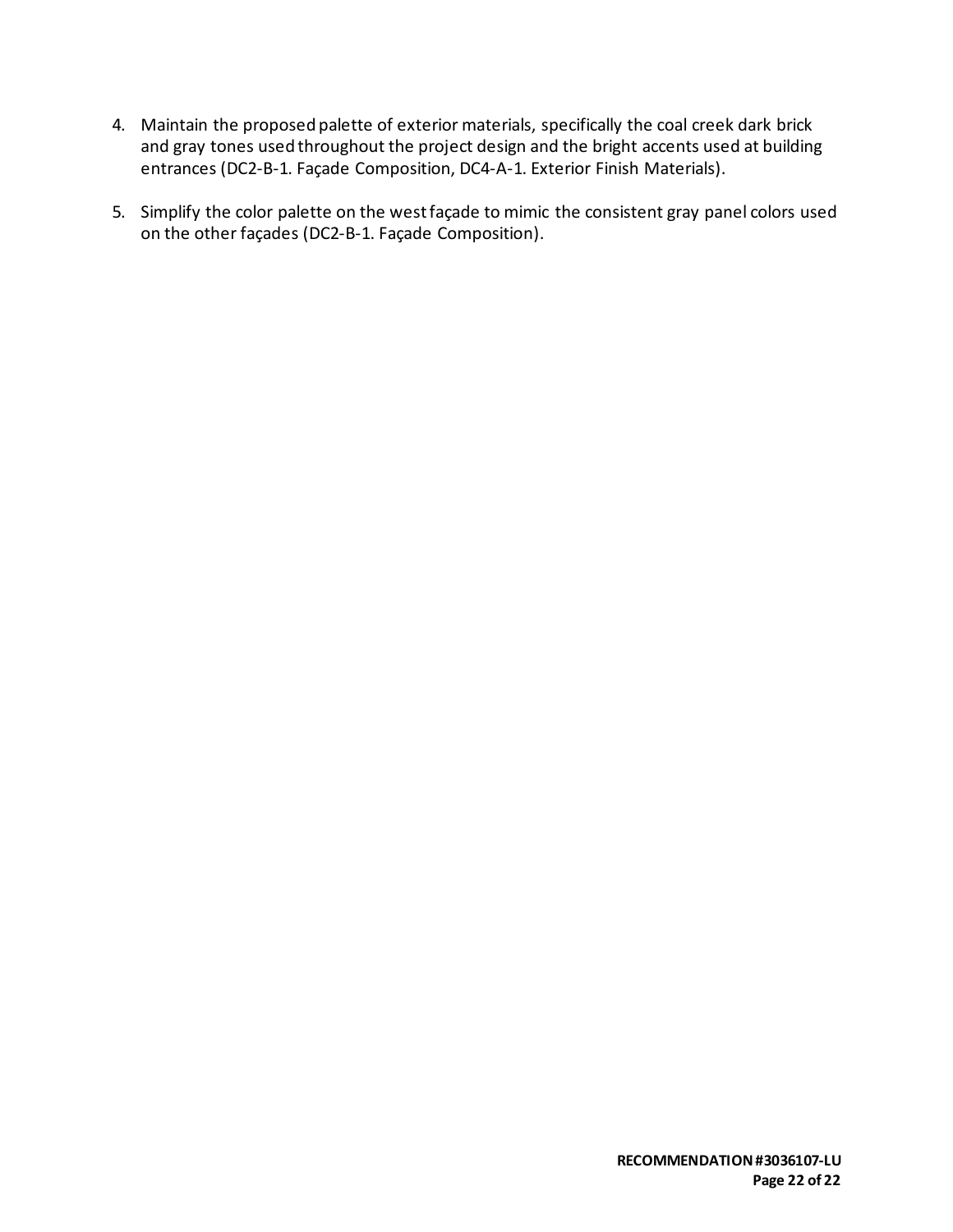4. Maintain the proposed palette of exterior materials, specifically the coal creek dark brick and gray tones used throughout the project design and the bright accents used at building entrances (DC2-B-1. Façade Composition, DC4-A-1. Exterior Finish Materials).

5. Simplify the color palette on the west façade to mimic the consistent gray panel colors used on the other façades (DC2-B-1. Façade Composition).